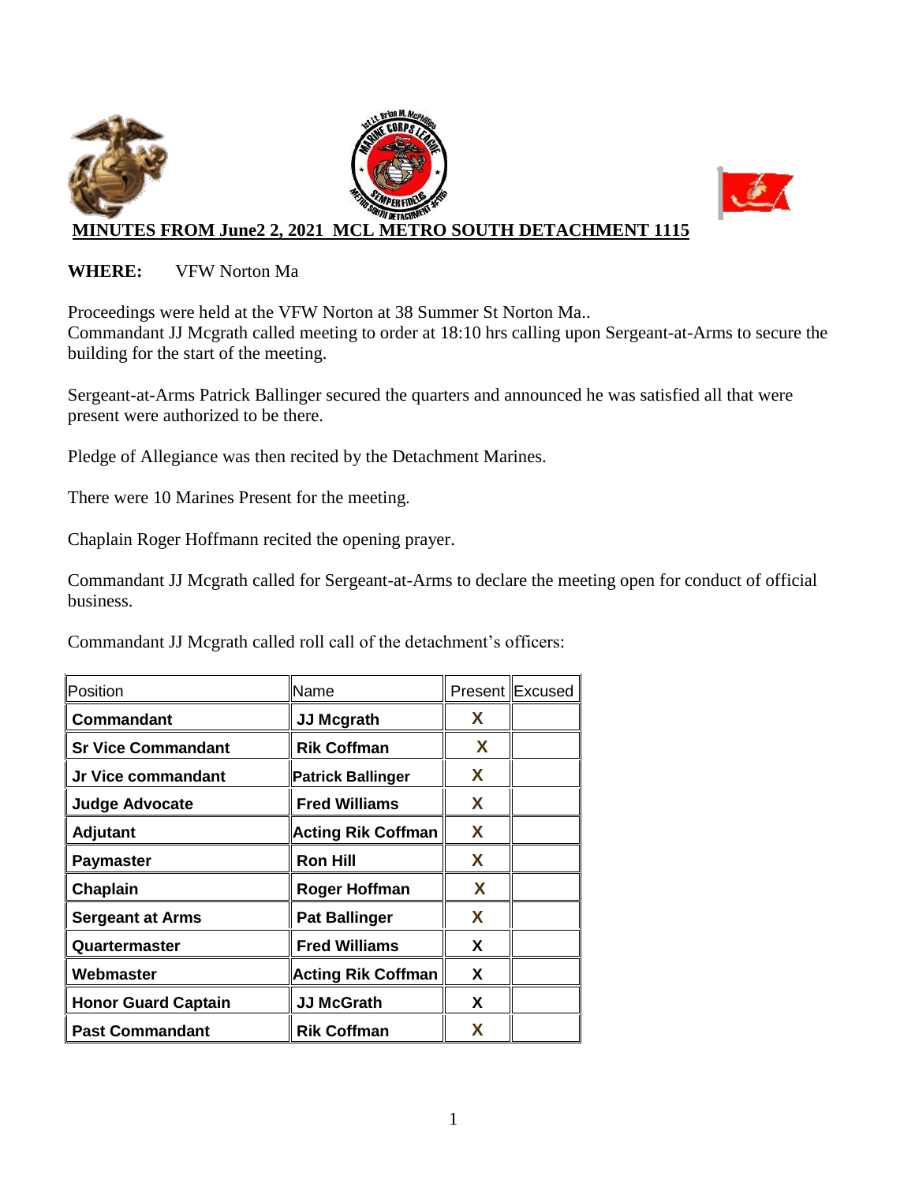# MINUTES FROM June2 2, 2021 MCL METRO SOUTH DETACHMENT 1115

**WHERE:** VFW Norton Ma

Proceedings were held at the VFW Norton at 38 Summer St Norton Ma..
Commandant JJ Mcgrath called meeting to order at 18:10 hrs calling upon Sergeant-at-Arms to secure the building for the start of the meeting.

Sergeant-at-Arms Patrick Ballinger secured the quarters and announced he was satisfied all that were present were authorized to be there.

Pledge of Allegiance was then recited by the Detachment Marines.

There were 10 Marines Present for the meeting.

Chaplain Roger Hoffmann recited the opening prayer.

Commandant JJ Mcgrath called for Sergeant-at-Arms to declare the meeting open for conduct of official business.

Commandant JJ Mcgrath called roll call of the detachment's officers:

| Position | Name | Present | Excused |
|---|---|---|---|
| **Commandant** | **JJ Mcgrath** | **X** | |
| **Sr Vice Commandant** | **Rik Coffman** | **X** | |
| **Jr Vice commandant** | **Patrick Ballinger** | **X** | |
| **Judge Advocate** | **Fred Williams** | **X** | |
| **Adjutant** | **Acting Rik Coffman** | **X** | |
| **Paymaster** | **Ron Hill** | **X** | |
| **Chaplain** | **Roger Hoffman** | **X** | |
| **Sergeant at Arms** | **Pat Ballinger** | **X** | |
| **Quartermaster** | **Fred Williams** | **X** | |
| **Webmaster** | **Acting Rik Coffman** | **X** | |
| **Honor Guard Captain** | **JJ McGrath** | **X** | |
| **Past Commandant** | **Rik Coffman** | **X** | |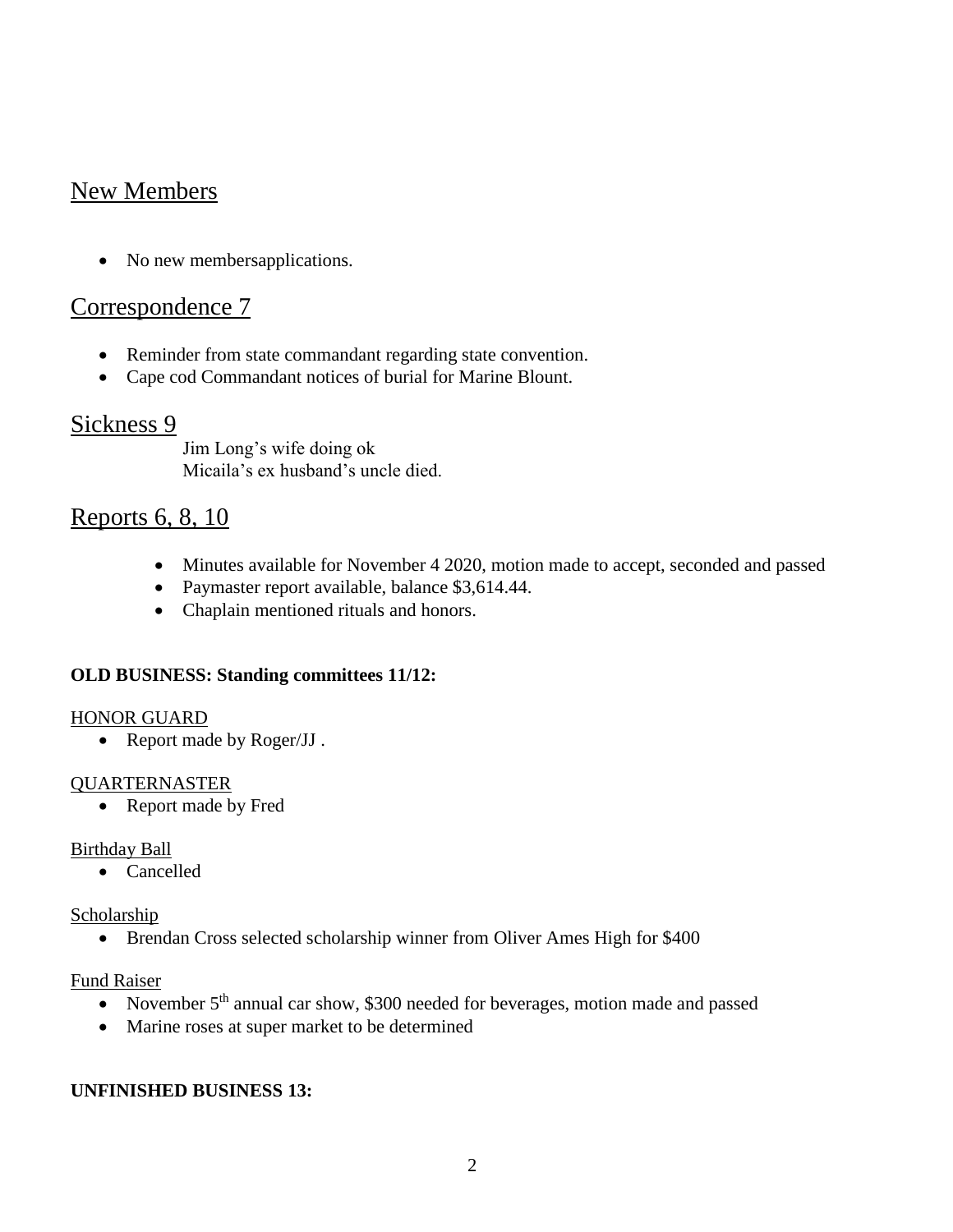## New Members

- No new membersapplications.

## Correspondence 7

- Reminder from state commandant regarding state convention.
- Cape cod Commandant notices of burial for Marine Blount.

## Sickness 9

Jim Long's wife doing ok
Micaila's ex husband's uncle died.

## Reports 6, 8, 10

- Minutes available for November 4 2020, motion made to accept, seconded and passed
- Paymaster report available, balance $3,614.44.
- Chaplain mentioned rituals and honors.

**OLD BUSINESS: Standing committees 11/12:**

HONOR GUARD

- Report made by Roger/JJ .

QUARTERNASTER

- Report made by Fred

Birthday Ball

- Cancelled

Scholarship

- Brendan Cross selected scholarship winner from Oliver Ames High for $400

Fund Raiser

- November 5th annual car show, $300 needed for beverages, motion made and passed
- Marine roses at super market to be determined

**UNFINISHED BUSINESS 13:**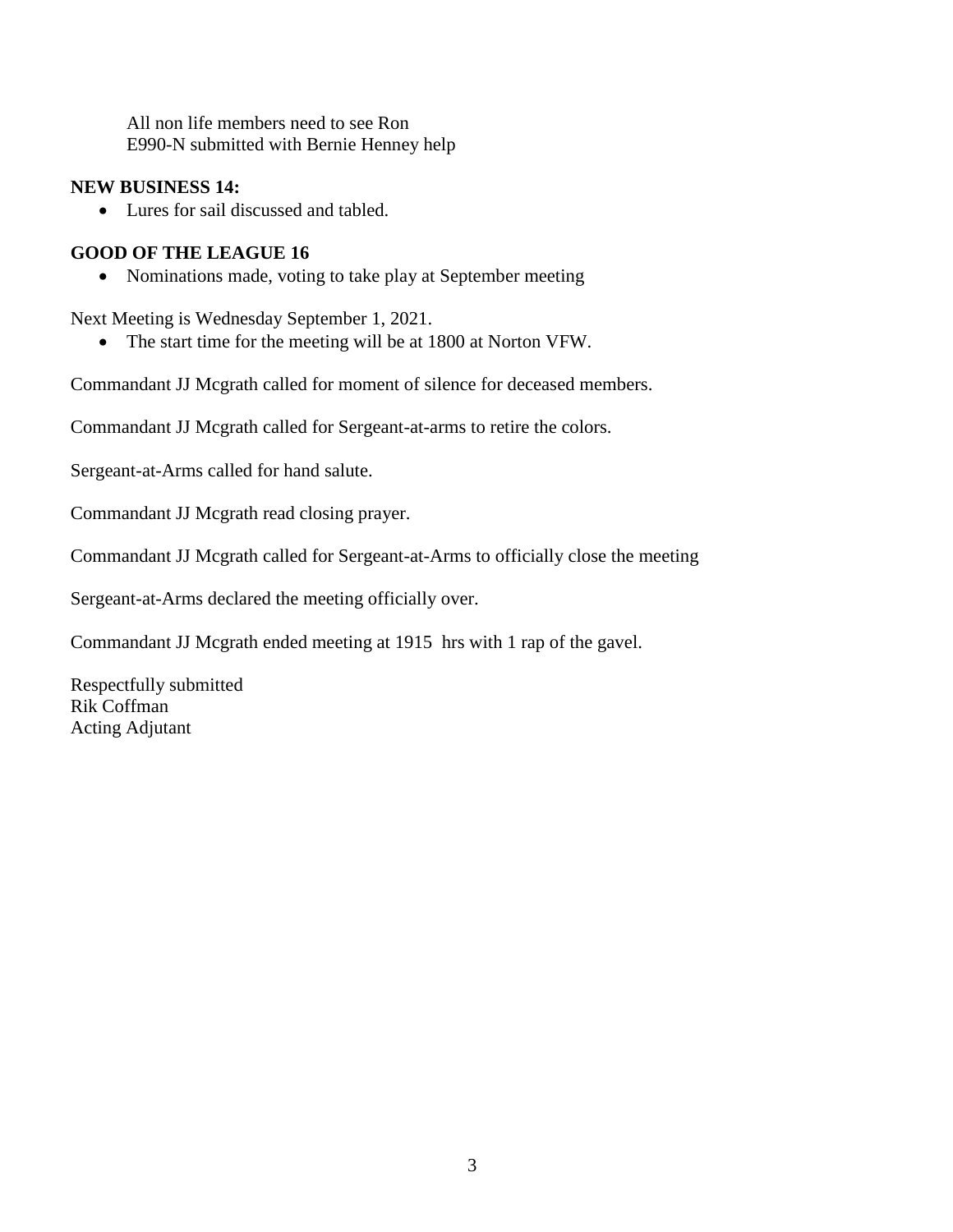All non life members need to see Ron
E990-N submitted with Bernie Henney help

**NEW BUSINESS 14:**

- Lures for sail discussed and tabled.

**GOOD OF THE LEAGUE 16**

- Nominations made, voting to take play at September meeting

Next Meeting is Wednesday September 1, 2021.

- The start time for the meeting will be at 1800 at Norton VFW.

Commandant JJ Mcgrath called for moment of silence for deceased members.

Commandant JJ Mcgrath called for Sergeant-at-arms to retire the colors.

Sergeant-at-Arms called for hand salute.

Commandant JJ Mcgrath read closing prayer.

Commandant JJ Mcgrath called for Sergeant-at-Arms to officially close the meeting

Sergeant-at-Arms declared the meeting officially over.

Commandant JJ Mcgrath ended meeting at 1915 hrs with 1 rap of the gavel.

Respectfully submitted
Rik Coffman
Acting Adjutant